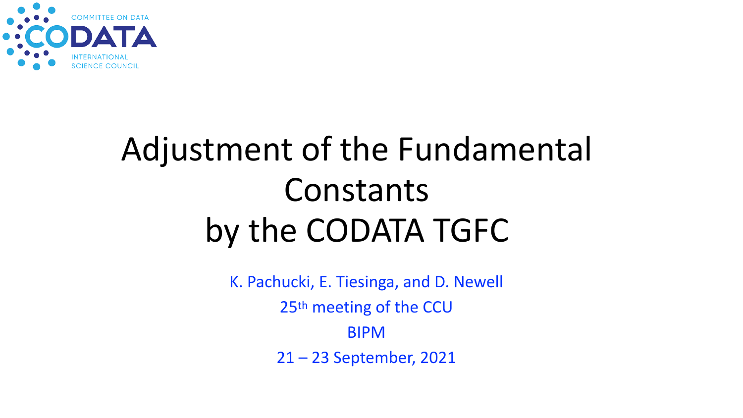COMMITTEE ON DATA

CODATA

INTERNATIONAL SCIENCE COUNCIL

# Adjustment of the Fundamental Constants by the CODATA TGFC

K. Pachucki, E. Tiesinga, and D. Newell

25th meeting of the CCU

BIPM

21 – 23 September, 2021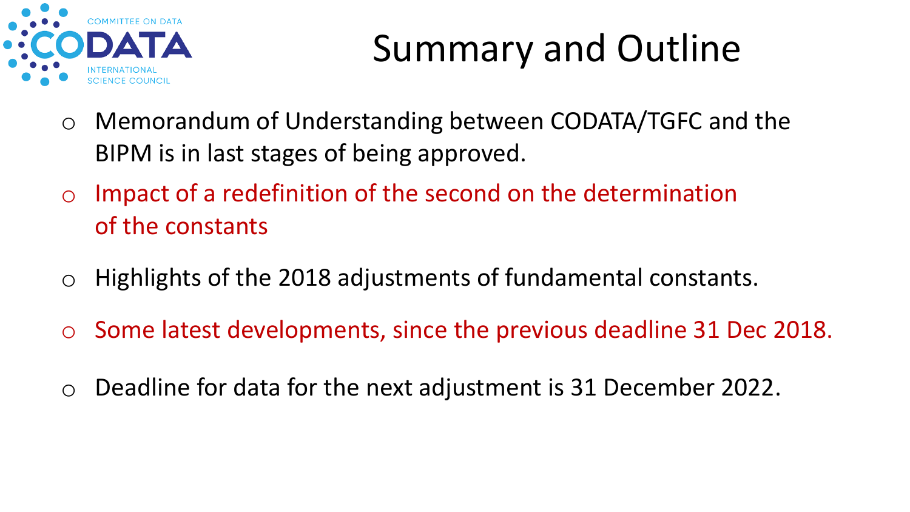# Summary and Outline

- Memorandum of Understanding between CODATA/TGFC and the BIPM is in last stages of being approved.
- Impact of a redefinition of the second on the determination of the constants
- Highlights of the 2018 adjustments of fundamental constants.
- Some latest developments, since the previous deadline 31 Dec 2018.
- Deadline for data for the next adjustment is 31 December 2022.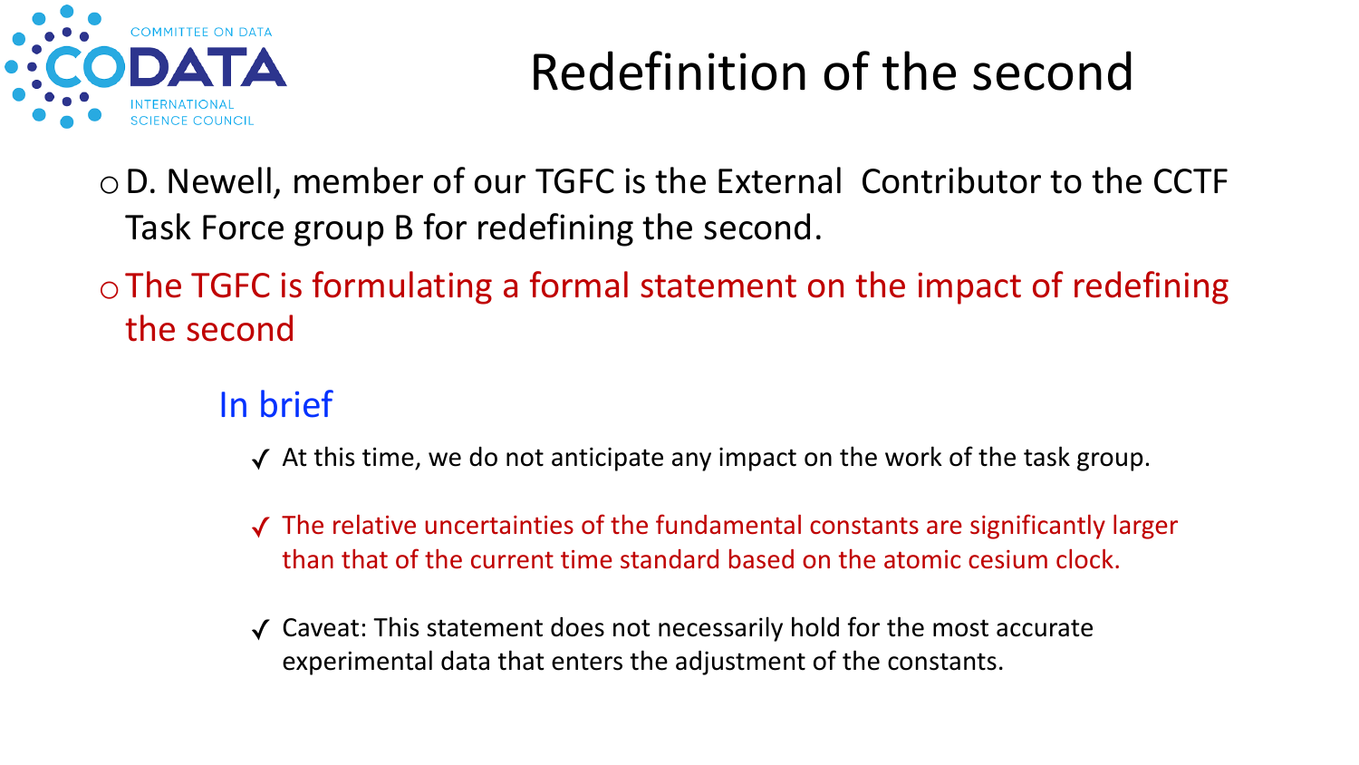# Redefinition of the second

- D. Newell, member of our TGFC is the External Contributor to the CCTF Task Force group B for redefining the second.
- The TGFC is formulating a formal statement on the impact of redefining the second

## In brief

- ✓ At this time, we do not anticipate any impact on the work of the task group.
- ✓ The relative uncertainties of the fundamental constants are significantly larger than that of the current time standard based on the atomic cesium clock.
- ✓ Caveat: This statement does not necessarily hold for the most accurate experimental data that enters the adjustment of the constants.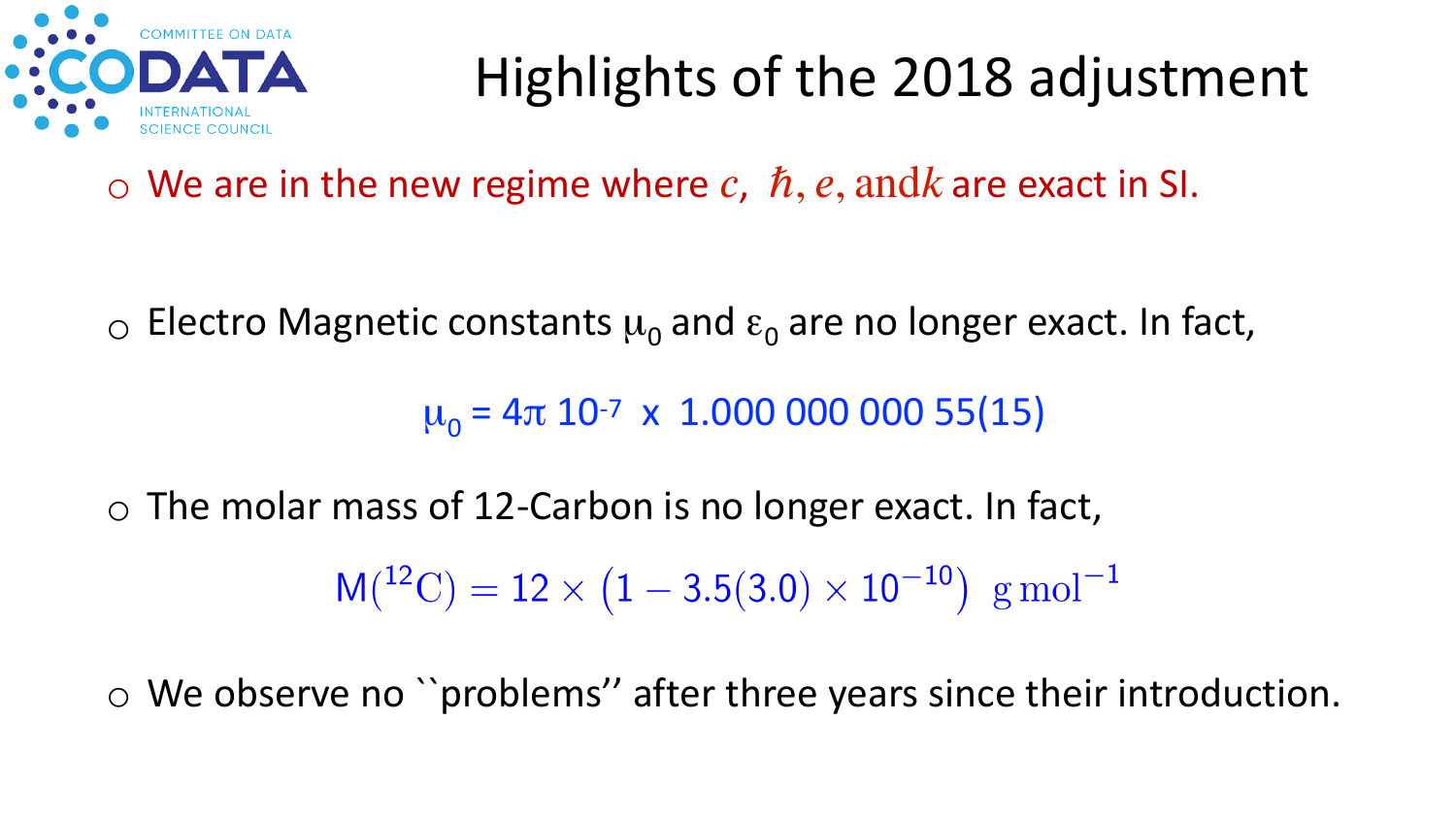# Highlights of the 2018 adjustment

- We are in the new regime where $c$, $\hbar$, $e$, and $k$ are exact in SI.

- Electro Magnetic constants $\mu_0$ and $\varepsilon_0$ are no longer exact. In fact,

$$\mu_0 = 4\pi\ 10^{-7} \times 1.000\,000\,000\,55(15)$$

- The molar mass of 12-Carbon is no longer exact. In fact,

$$\mathrm{M}(^{12}\mathrm{C}) = 12 \times \left(1 - 3.5(3.0) \times 10^{-10}\right)\ \mathrm{g\,mol}^{-1}$$

- We observe no ``problems'' after three years since their introduction.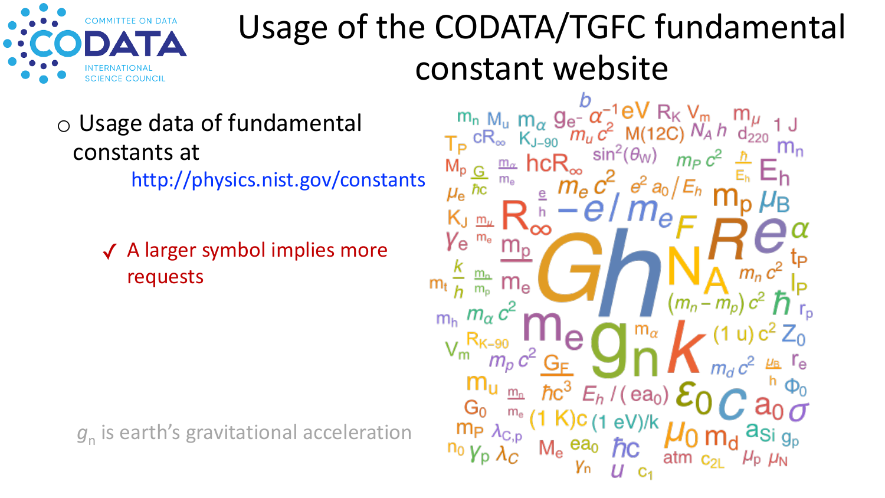# Usage of the CODATA/TGFC fundamental constant website

- Usage data of fundamental constants at http://physics.nist.gov/constants

  ✓ A larger symbol implies more requests

$g_n$ is earth's gravitational acceleration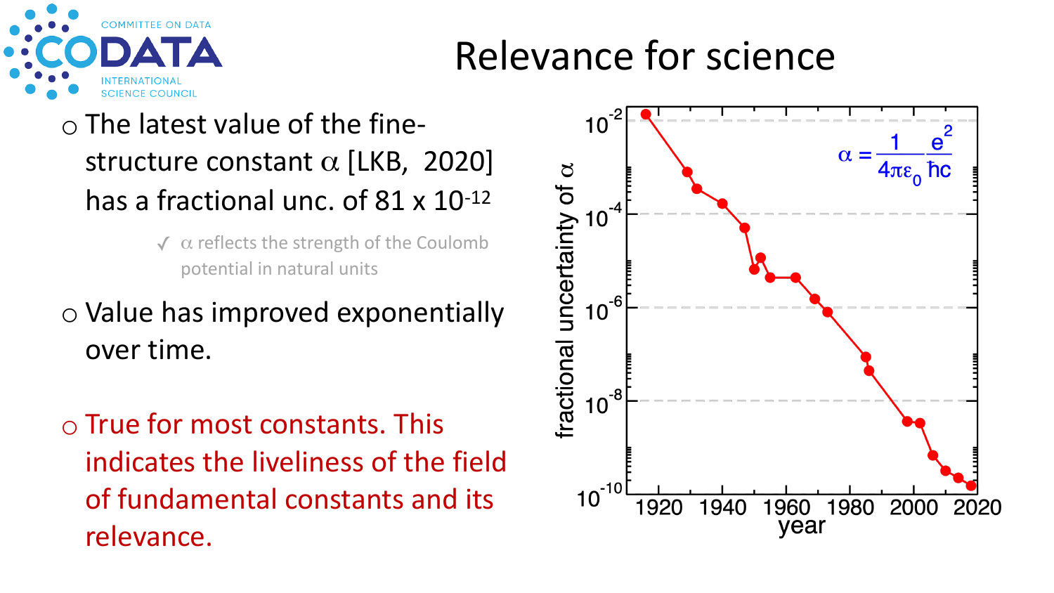# Relevance for science

- The latest value of the fine-structure constant $\alpha$ [LKB, 2020] has a fractional unc. of 81 x $10^{-12}$
  - ✓ $\alpha$ reflects the strength of the Coulomb potential in natural units
- Value has improved exponentially over time.
- True for most constants. This indicates the liveliness of the field of fundamental constants and its relevance.

$$\alpha = \frac{1}{4\pi\varepsilon_0}\frac{e^2}{\hbar c}$$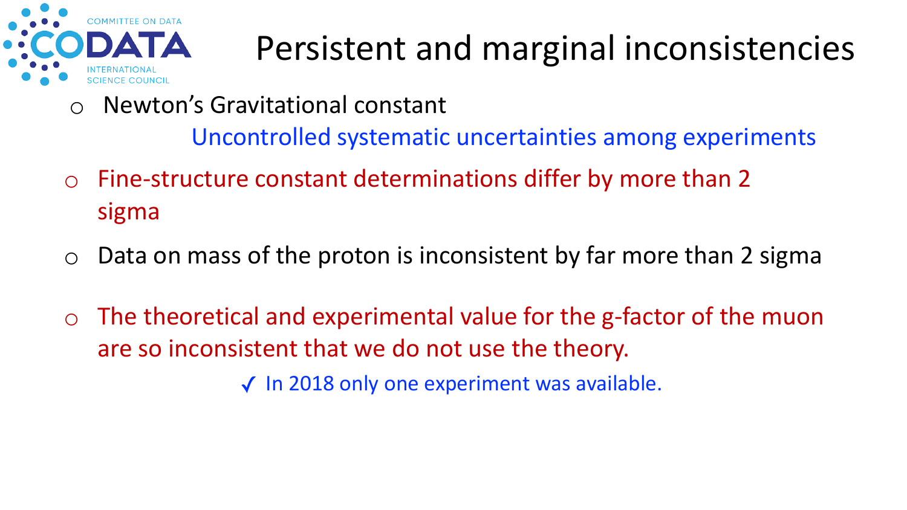# Persistent and marginal inconsistencies

- Newton's Gravitational constant

  Uncontrolled systematic uncertainties among experiments

- Fine-structure constant determinations differ by more than 2 sigma
- Data on mass of the proton is inconsistent by far more than 2 sigma
- The theoretical and experimental value for the g-factor of the muon are so inconsistent that we do not use the theory.

  ✓ In 2018 only one experiment was available.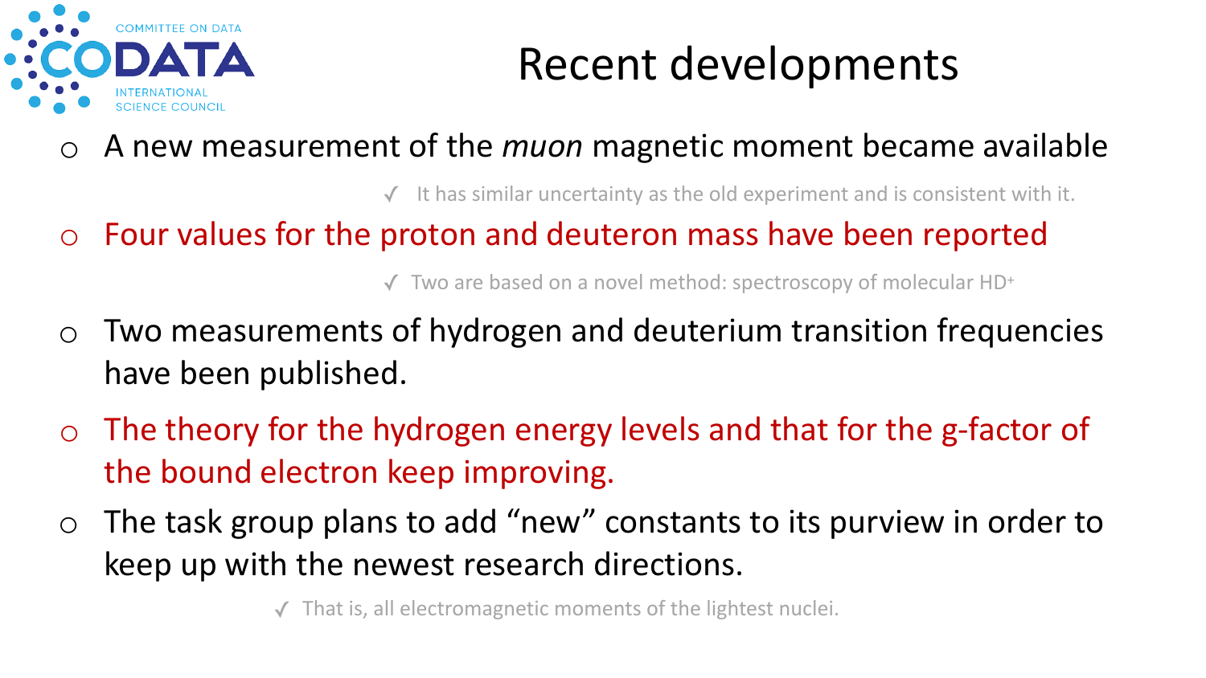# Recent developments

- A new measurement of the *muon* magnetic moment became available
  - ✓ It has similar uncertainty as the old experiment and is consistent with it.
- Four values for the proton and deuteron mass have been reported
  - ✓ Two are based on a novel method: spectroscopy of molecular $HD^+$
- Two measurements of hydrogen and deuterium transition frequencies have been published.
- The theory for the hydrogen energy levels and that for the g-factor of the bound electron keep improving.
- The task group plans to add "new" constants to its purview in order to keep up with the newest research directions.
  - ✓ That is, all electromagnetic moments of the lightest nuclei.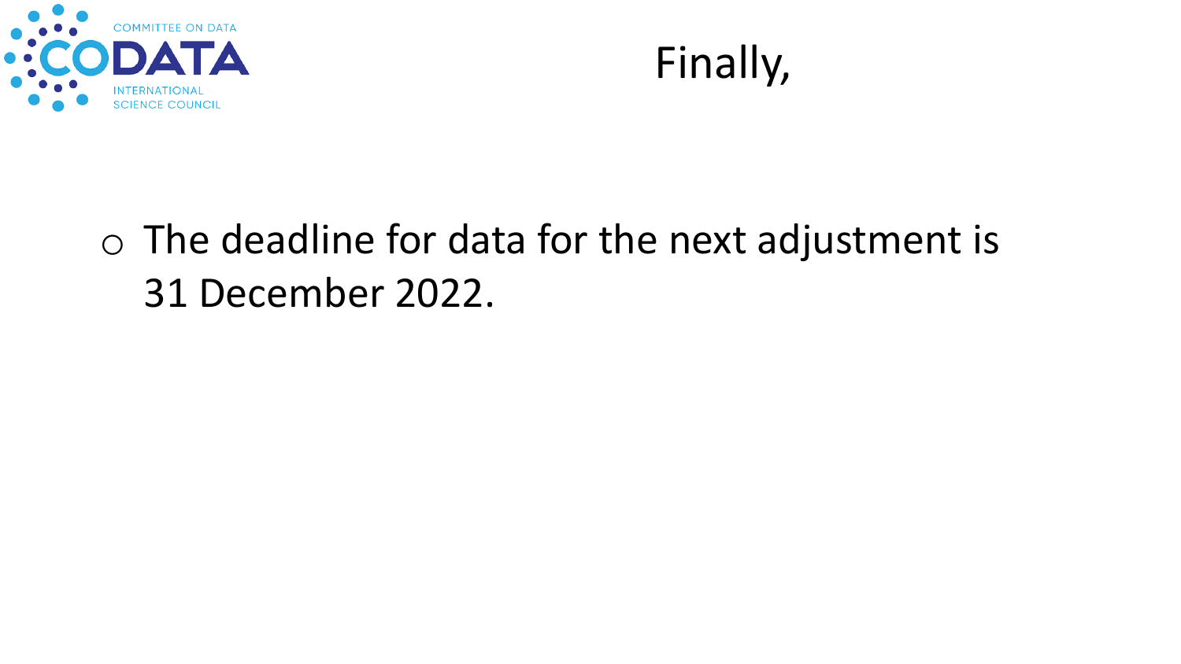# Finally,

- The deadline for data for the next adjustment is 31 December 2022.